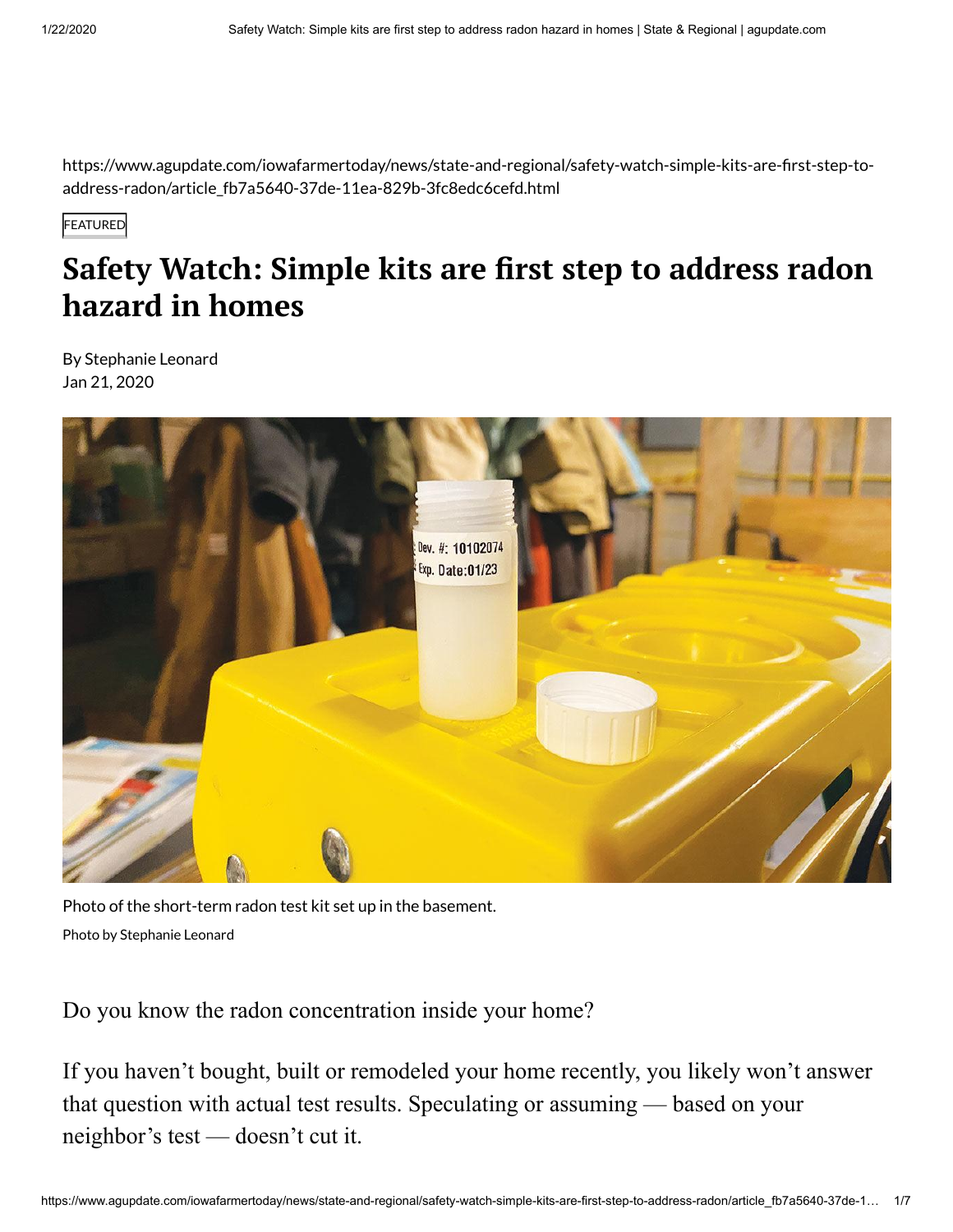https://www.agupdate.com/iowafarmertoday/news/state-and-regional/safety-watch-simple-kits-are-first-step-to-address-radon/article_fb7a5640-37de-11ea-829b-3fc8edc6cefd.html

FEATURED

# Safety Watch: Simple kits are first step to address radon hazard in homes

By Stephanie Leonard
Jan 21, 2020

Photo of the short-term radon test kit set up in the basement.

Photo by Stephanie Leonard

Do you know the radon concentration inside your home?

If you haven't bought, built or remodeled your home recently, you likely won't answer that question with actual test results. Speculating or assuming — based on your neighbor's test — doesn't cut it.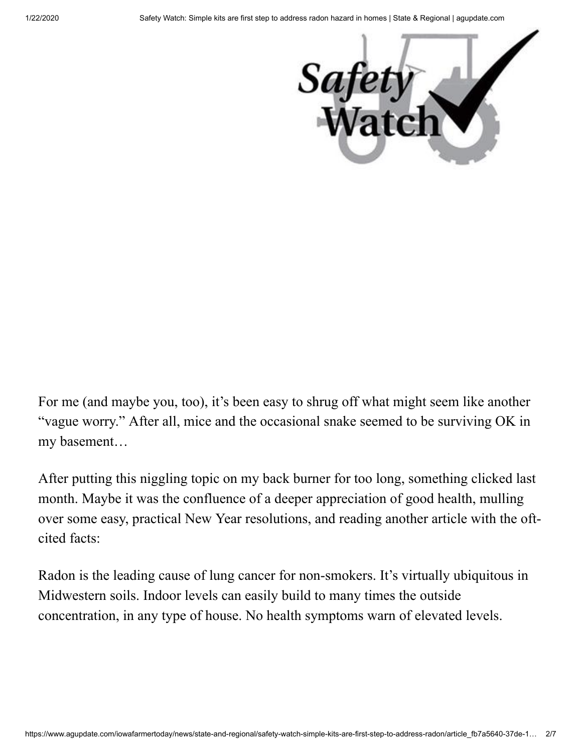For me (and maybe you, too), it's been easy to shrug off what might seem like another "vague worry." After all, mice and the occasional snake seemed to be surviving OK in my basement…

After putting this niggling topic on my back burner for too long, something clicked last month. Maybe it was the confluence of a deeper appreciation of good health, mulling over some easy, practical New Year resolutions, and reading another article with the oft-cited facts:

Radon is the leading cause of lung cancer for non-smokers. It's virtually ubiquitous in Midwestern soils. Indoor levels can easily build to many times the outside concentration, in any type of house. No health symptoms warn of elevated levels.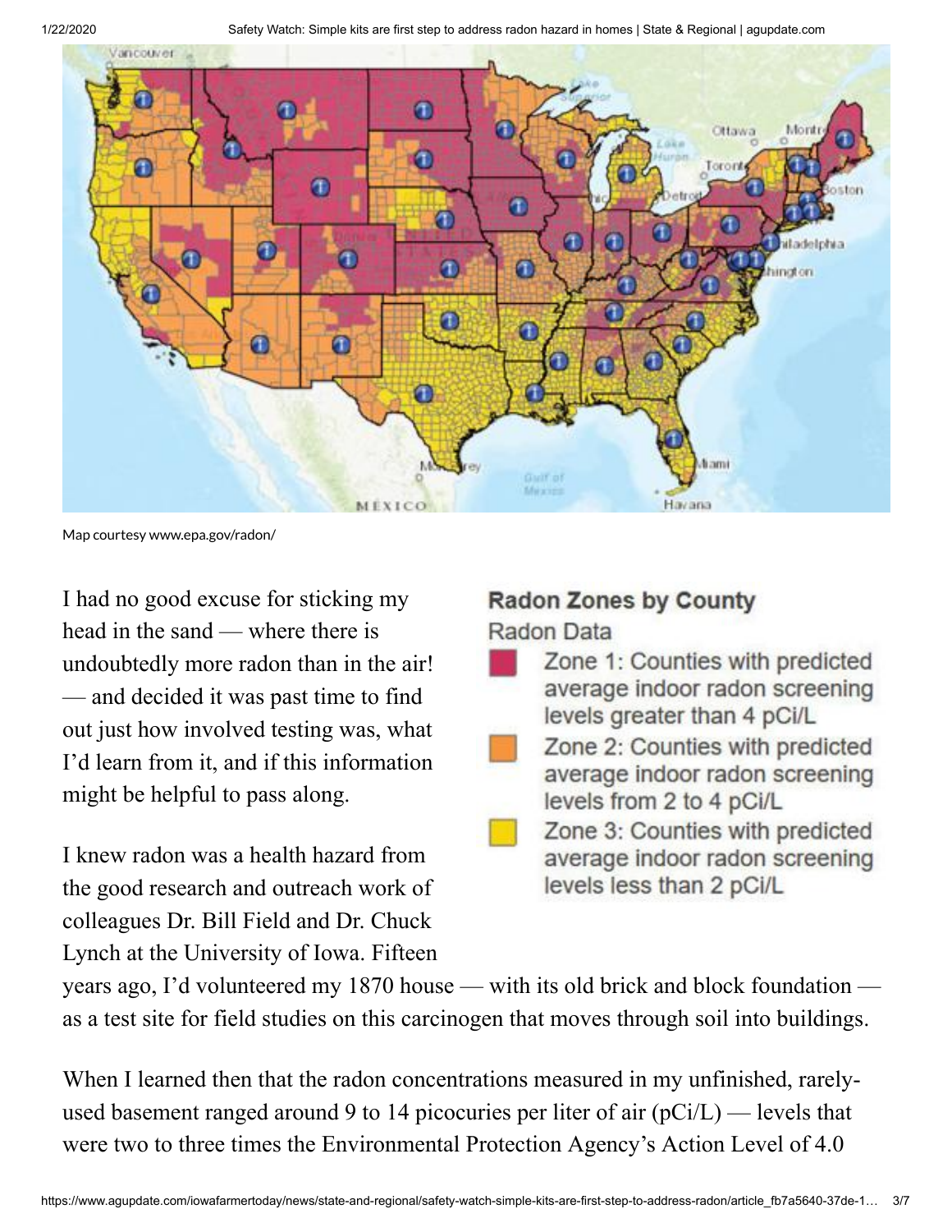Map courtesy www.epa.gov/radon/

**Radon Zones by County**

Radon Data

- Zone 1: Counties with predicted average indoor radon screening levels greater than 4 pCi/L
- Zone 2: Counties with predicted average indoor radon screening levels from 2 to 4 pCi/L
- Zone 3: Counties with predicted average indoor radon screening levels less than 2 pCi/L

I had no good excuse for sticking my head in the sand — where there is undoubtedly more radon than in the air! — and decided it was past time to find out just how involved testing was, what I'd learn from it, and if this information might be helpful to pass along.

I knew radon was a health hazard from the good research and outreach work of colleagues Dr. Bill Field and Dr. Chuck Lynch at the University of Iowa. Fifteen years ago, I'd volunteered my 1870 house — with its old brick and block foundation — as a test site for field studies on this carcinogen that moves through soil into buildings.

When I learned then that the radon concentrations measured in my unfinished, rarely-used basement ranged around 9 to 14 picocuries per liter of air (pCi/L) — levels that were two to three times the Environmental Protection Agency's Action Level of 4.0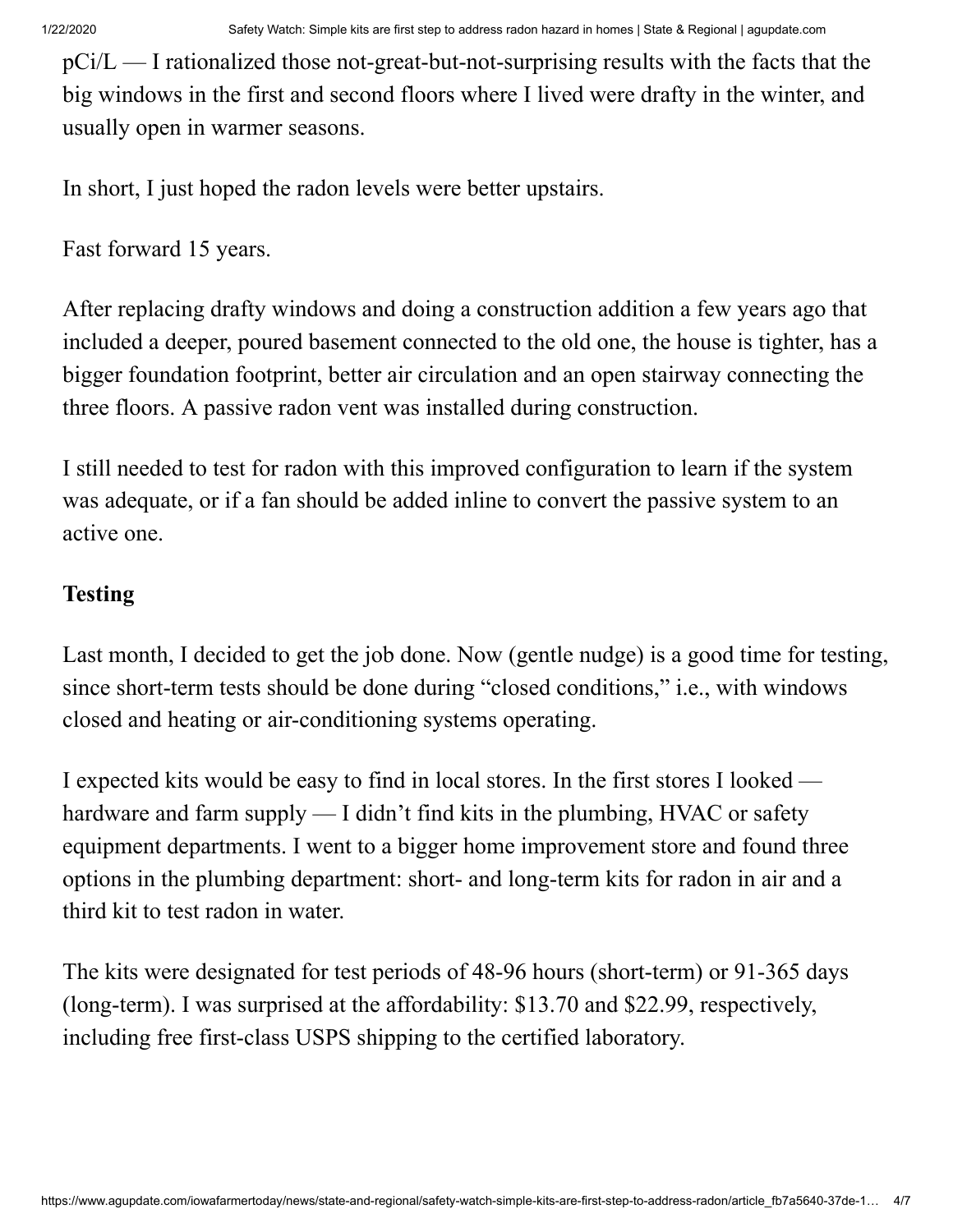pCi/L — I rationalized those not-great-but-not-surprising results with the facts that the big windows in the first and second floors where I lived were drafty in the winter, and usually open in warmer seasons.

In short, I just hoped the radon levels were better upstairs.

Fast forward 15 years.

After replacing drafty windows and doing a construction addition a few years ago that included a deeper, poured basement connected to the old one, the house is tighter, has a bigger foundation footprint, better air circulation and an open stairway connecting the three floors. A passive radon vent was installed during construction.

I still needed to test for radon with this improved configuration to learn if the system was adequate, or if a fan should be added inline to convert the passive system to an active one.

**Testing**

Last month, I decided to get the job done. Now (gentle nudge) is a good time for testing, since short-term tests should be done during "closed conditions," i.e., with windows closed and heating or air-conditioning systems operating.

I expected kits would be easy to find in local stores. In the first stores I looked — hardware and farm supply — I didn't find kits in the plumbing, HVAC or safety equipment departments. I went to a bigger home improvement store and found three options in the plumbing department: short- and long-term kits for radon in air and a third kit to test radon in water.

The kits were designated for test periods of 48-96 hours (short-term) or 91-365 days (long-term). I was surprised at the affordability: $13.70 and $22.99, respectively, including free first-class USPS shipping to the certified laboratory.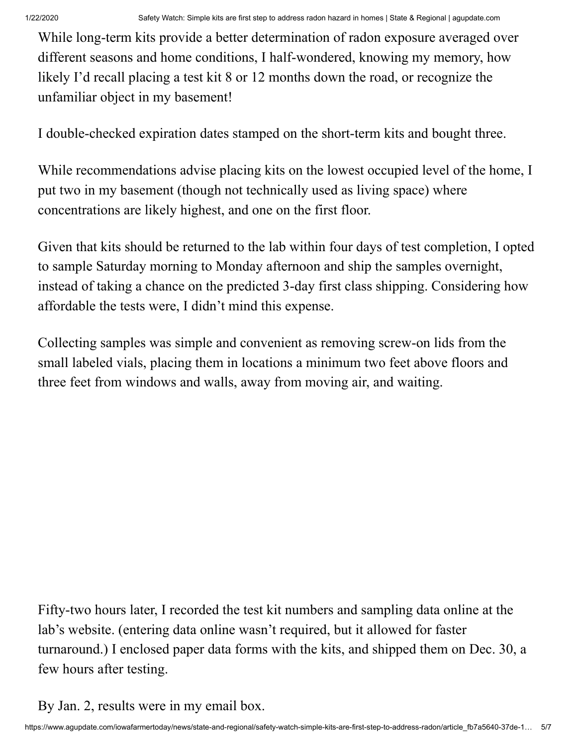While long-term kits provide a better determination of radon exposure averaged over different seasons and home conditions, I half-wondered, knowing my memory, how likely I'd recall placing a test kit 8 or 12 months down the road, or recognize the unfamiliar object in my basement!

I double-checked expiration dates stamped on the short-term kits and bought three.

While recommendations advise placing kits on the lowest occupied level of the home, I put two in my basement (though not technically used as living space) where concentrations are likely highest, and one on the first floor.

Given that kits should be returned to the lab within four days of test completion, I opted to sample Saturday morning to Monday afternoon and ship the samples overnight, instead of taking a chance on the predicted 3-day first class shipping. Considering how affordable the tests were, I didn't mind this expense.

Collecting samples was simple and convenient as removing screw-on lids from the small labeled vials, placing them in locations a minimum two feet above floors and three feet from windows and walls, away from moving air, and waiting.

Fifty-two hours later, I recorded the test kit numbers and sampling data online at the lab's website. (entering data online wasn't required, but it allowed for faster turnaround.) I enclosed paper data forms with the kits, and shipped them on Dec. 30, a few hours after testing.

By Jan. 2, results were in my email box.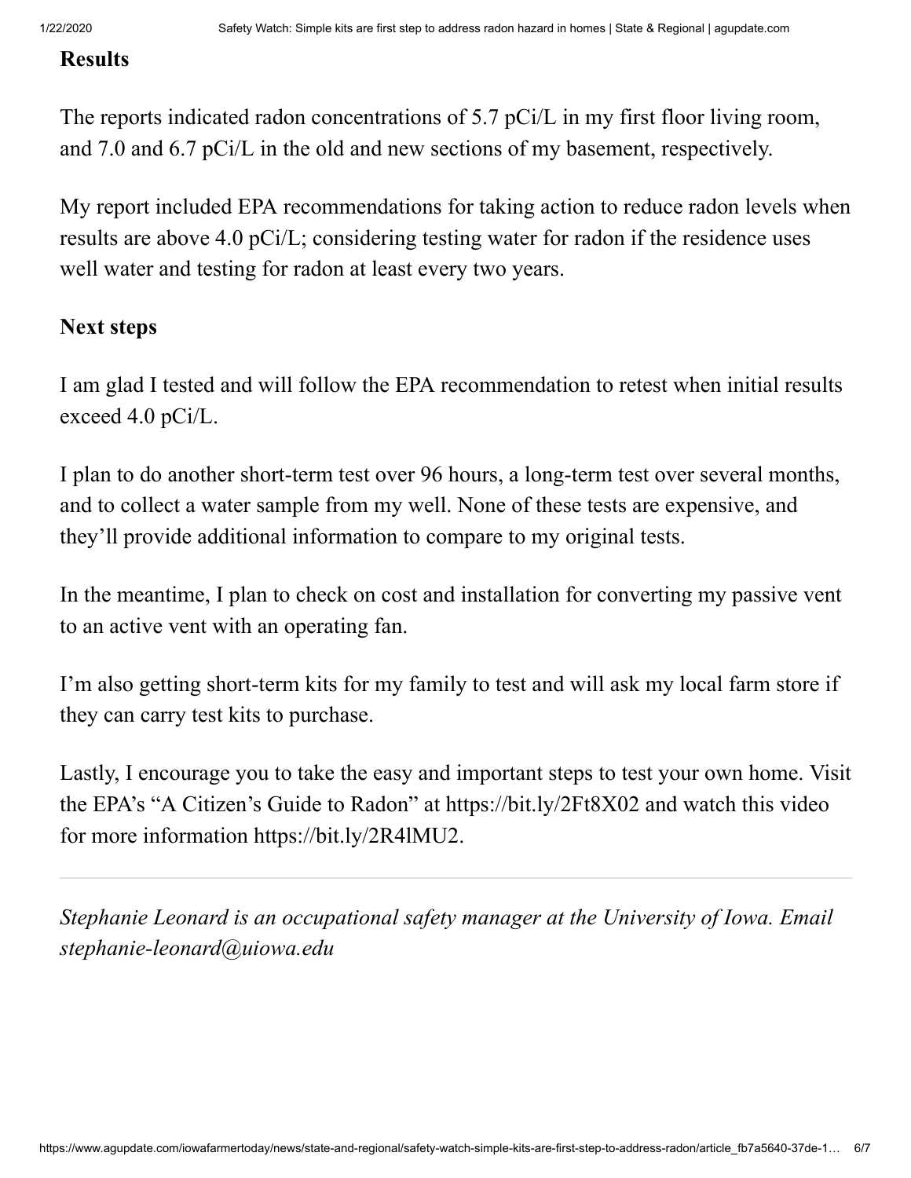### Results

The reports indicated radon concentrations of 5.7 pCi/L in my first floor living room, and 7.0 and 6.7 pCi/L in the old and new sections of my basement, respectively.

My report included EPA recommendations for taking action to reduce radon levels when results are above 4.0 pCi/L; considering testing water for radon if the residence uses well water and testing for radon at least every two years.

### Next steps

I am glad I tested and will follow the EPA recommendation to retest when initial results exceed 4.0 pCi/L.

I plan to do another short-term test over 96 hours, a long-term test over several months, and to collect a water sample from my well. None of these tests are expensive, and they'll provide additional information to compare to my original tests.

In the meantime, I plan to check on cost and installation for converting my passive vent to an active vent with an operating fan.

I'm also getting short-term kits for my family to test and will ask my local farm store if they can carry test kits to purchase.

Lastly, I encourage you to take the easy and important steps to test your own home. Visit the EPA's "A Citizen's Guide to Radon" at https://bit.ly/2Ft8X02 and watch this video for more information https://bit.ly/2R4lMU2.

---

*Stephanie Leonard is an occupational safety manager at the University of Iowa. Email stephanie-leonard@uiowa.edu*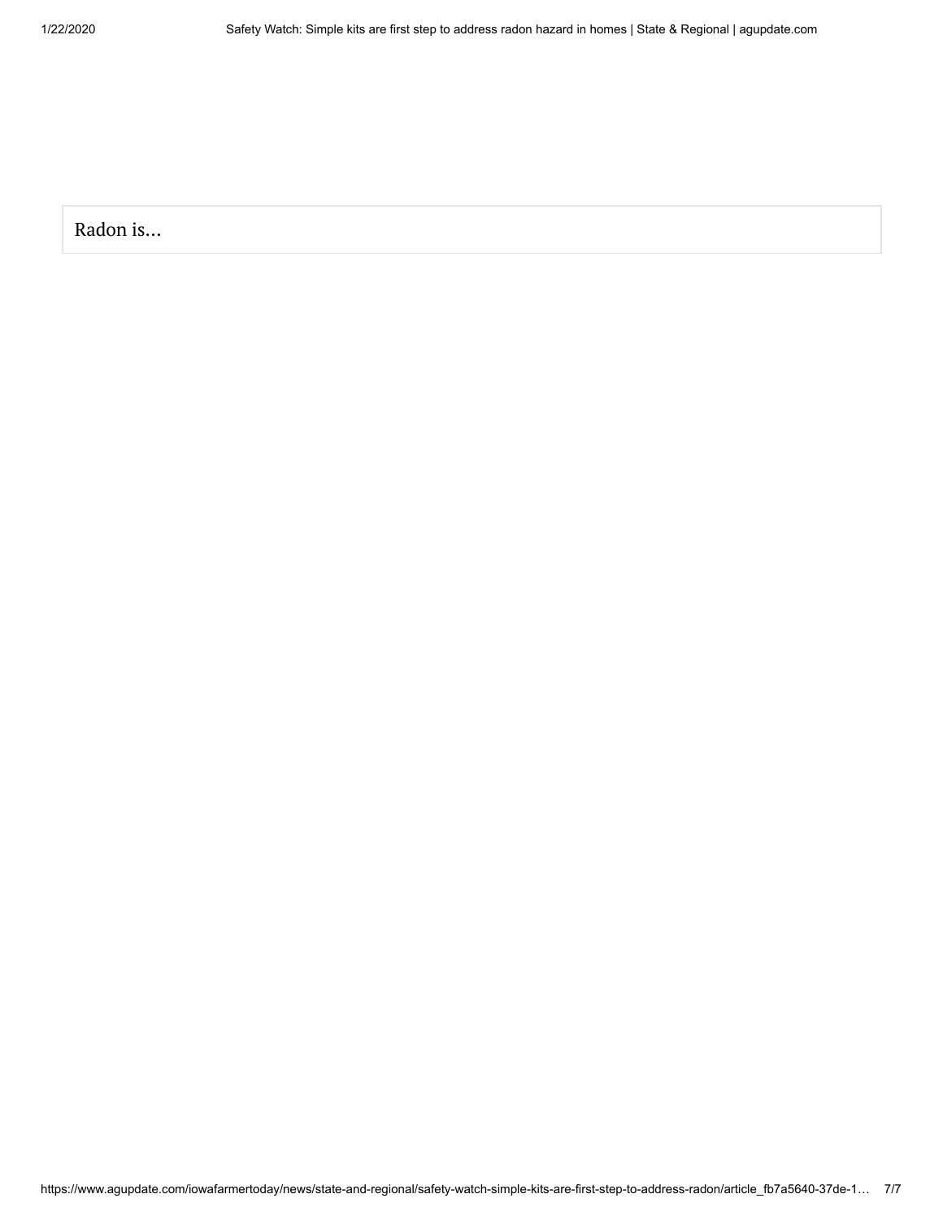Radon is...